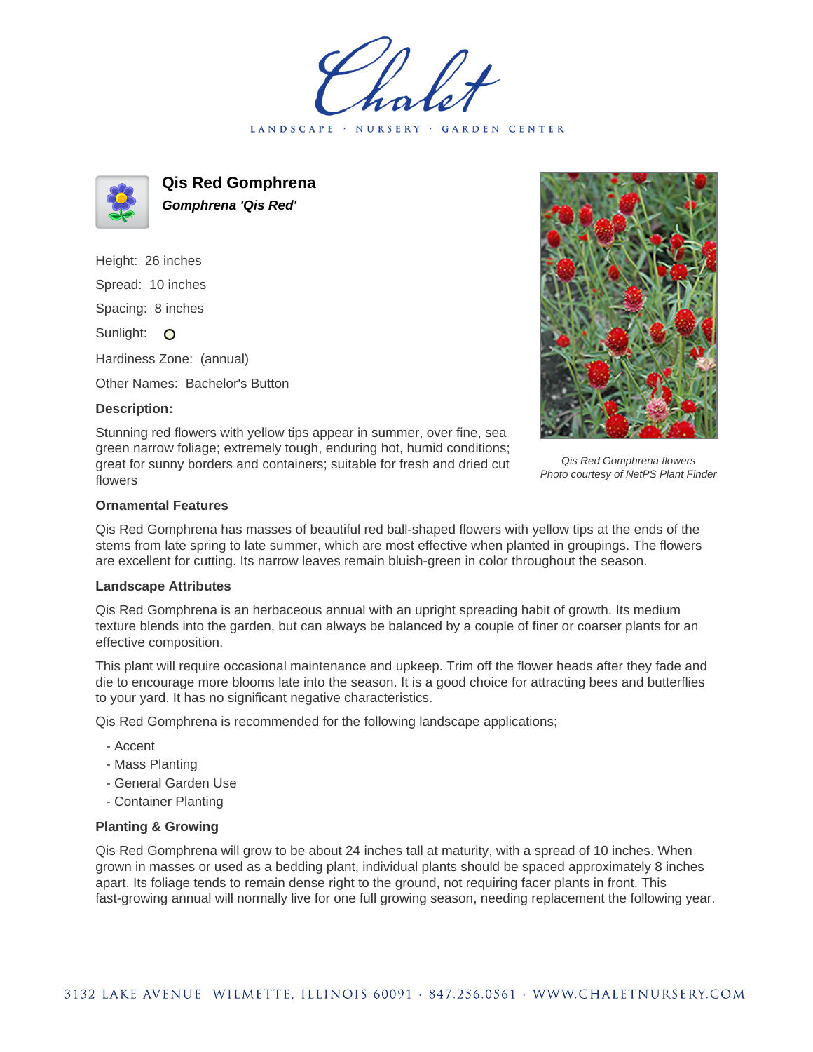# Qis Red Gomphrena

***Gomphrena 'Qis Red'***

Height: 26 inches

Spread: 10 inches

Spacing: 8 inches

Sunlight: O

Hardiness Zone: (annual)

Other Names: Bachelor's Button

### Description:

Stunning red flowers with yellow tips appear in summer, over fine, sea green narrow foliage; extremely tough, enduring hot, humid conditions; great for sunny borders and containers; suitable for fresh and dried cut flowers

*Qis Red Gomphrena flowers*
*Photo courtesy of NetPS Plant Finder*

### Ornamental Features

Qis Red Gomphrena has masses of beautiful red ball-shaped flowers with yellow tips at the ends of the stems from late spring to late summer, which are most effective when planted in groupings. The flowers are excellent for cutting. Its narrow leaves remain bluish-green in color throughout the season.

### Landscape Attributes

Qis Red Gomphrena is an herbaceous annual with an upright spreading habit of growth. Its medium texture blends into the garden, but can always be balanced by a couple of finer or coarser plants for an effective composition.

This plant will require occasional maintenance and upkeep. Trim off the flower heads after they fade and die to encourage more blooms late into the season. It is a good choice for attracting bees and butterflies to your yard. It has no significant negative characteristics.

Qis Red Gomphrena is recommended for the following landscape applications;

- Accent
- Mass Planting
- General Garden Use
- Container Planting

### Planting & Growing

Qis Red Gomphrena will grow to be about 24 inches tall at maturity, with a spread of 10 inches. When grown in masses or used as a bedding plant, individual plants should be spaced approximately 8 inches apart. Its foliage tends to remain dense right to the ground, not requiring facer plants in front. This fast-growing annual will normally live for one full growing season, needing replacement the following year.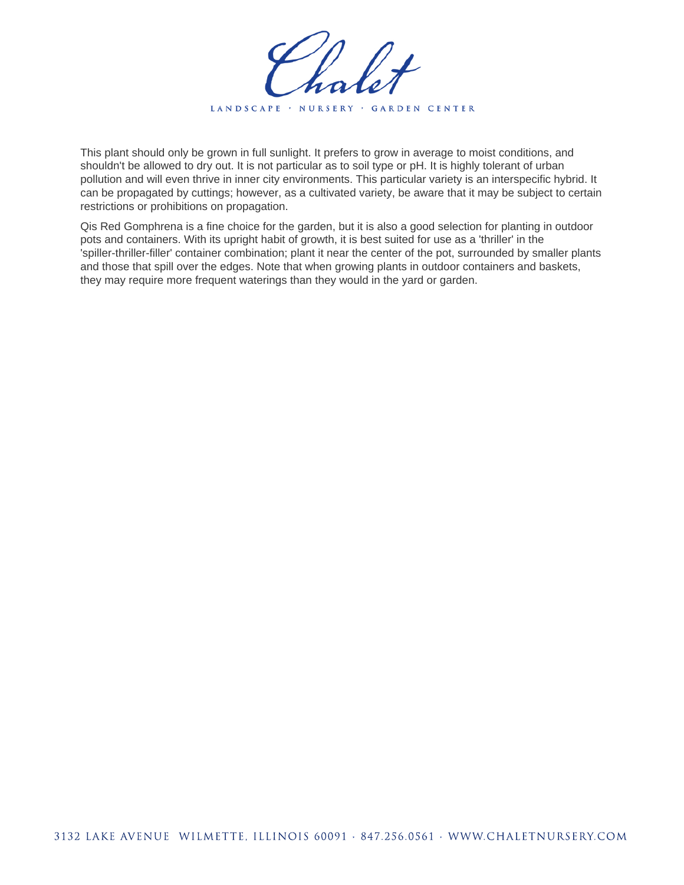This plant should only be grown in full sunlight. It prefers to grow in average to moist conditions, and shouldn't be allowed to dry out. It is not particular as to soil type or pH. It is highly tolerant of urban pollution and will even thrive in inner city environments. This particular variety is an interspecific hybrid. It can be propagated by cuttings; however, as a cultivated variety, be aware that it may be subject to certain restrictions or prohibitions on propagation.

Qis Red Gomphrena is a fine choice for the garden, but it is also a good selection for planting in outdoor pots and containers. With its upright habit of growth, it is best suited for use as a 'thriller' in the 'spiller-thriller-filler' container combination; plant it near the center of the pot, surrounded by smaller plants and those that spill over the edges. Note that when growing plants in outdoor containers and baskets, they may require more frequent waterings than they would in the yard or garden.